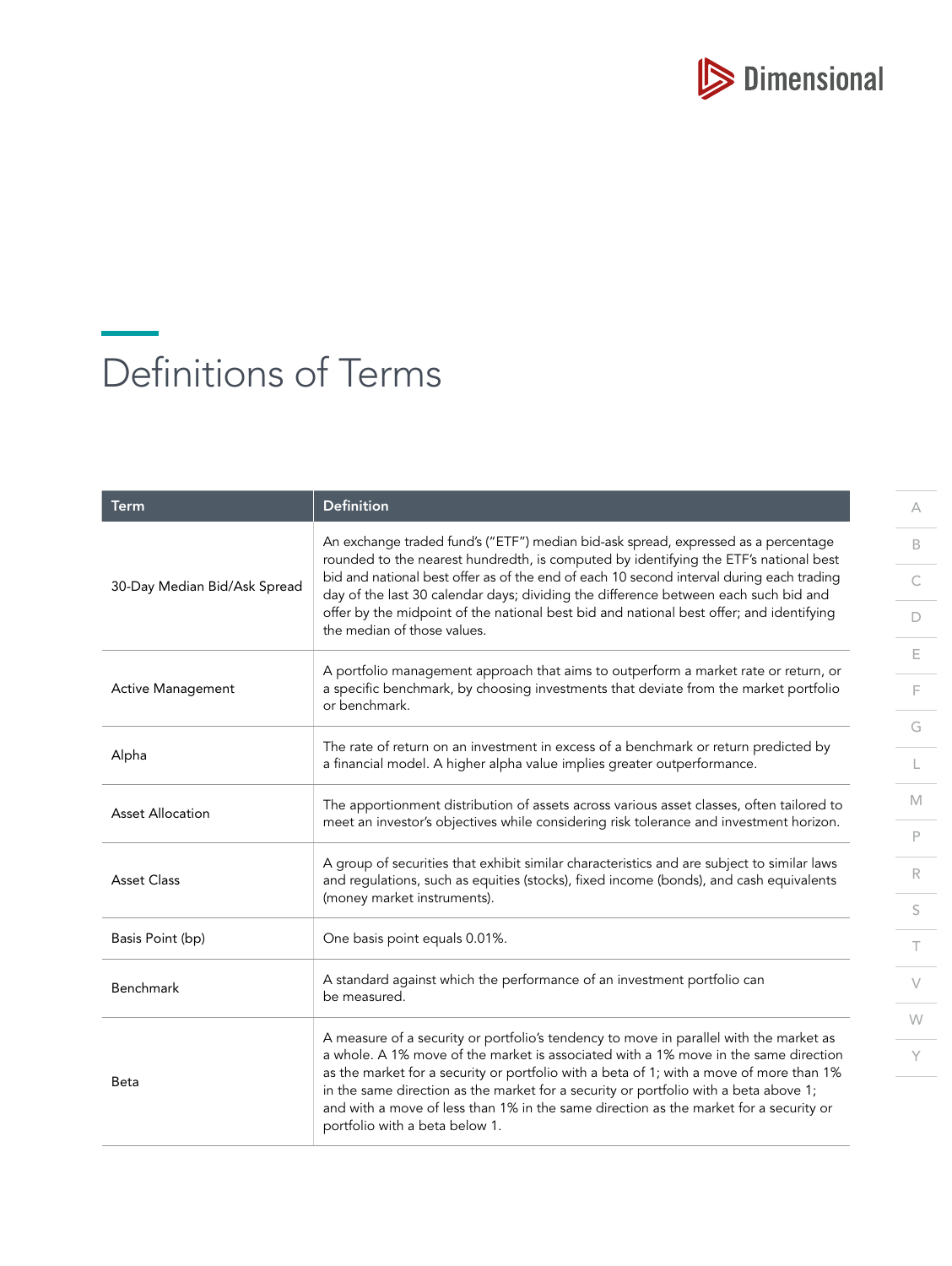# Definitions of Terms

| Term | Definition |
|---|---|
| 30-Day Median Bid/Ask Spread | An exchange traded fund's ("ETF") median bid-ask spread, expressed as a percentage rounded to the nearest hundredth, is computed by identifying the ETF's national best bid and national best offer as of the end of each 10 second interval during each trading day of the last 30 calendar days; dividing the difference between each such bid and offer by the midpoint of the national best bid and national best offer; and identifying the median of those values. |
| Active Management | A portfolio management approach that aims to outperform a market rate or return, or a specific benchmark, by choosing investments that deviate from the market portfolio or benchmark. |
| Alpha | The rate of return on an investment in excess of a benchmark or return predicted by a financial model. A higher alpha value implies greater outperformance. |
| Asset Allocation | The apportionment distribution of assets across various asset classes, often tailored to meet an investor's objectives while considering risk tolerance and investment horizon. |
| Asset Class | A group of securities that exhibit similar characteristics and are subject to similar laws and regulations, such as equities (stocks), fixed income (bonds), and cash equivalents (money market instruments). |
| Basis Point (bp) | One basis point equals 0.01%. |
| Benchmark | A standard against which the performance of an investment portfolio can be measured. |
| Beta | A measure of a security or portfolio's tendency to move in parallel with the market as a whole. A 1% move of the market is associated with a 1% move in the same direction as the market for a security or portfolio with a beta of 1; with a move of more than 1% in the same direction as the market for a security or portfolio with a beta above 1; and with a move of less than 1% in the same direction as the market for a security or portfolio with a beta below 1. |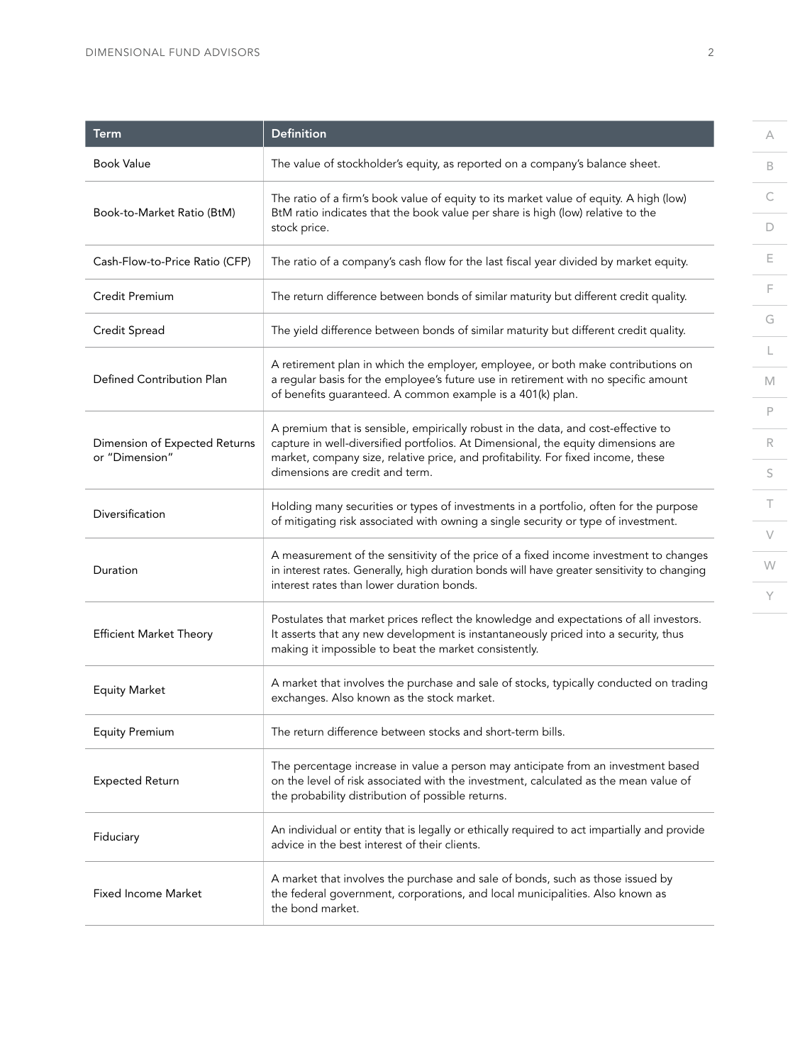| Term | Definition |
| --- | --- |
| Book Value | The value of stockholder's equity, as reported on a company's balance sheet. |
| Book-to-Market Ratio (BtM) | The ratio of a firm's book value of equity to its market value of equity. A high (low) BtM ratio indicates that the book value per share is high (low) relative to the stock price. |
| Cash-Flow-to-Price Ratio (CFP) | The ratio of a company's cash flow for the last fiscal year divided by market equity. |
| Credit Premium | The return difference between bonds of similar maturity but different credit quality. |
| Credit Spread | The yield difference between bonds of similar maturity but different credit quality. |
| Defined Contribution Plan | A retirement plan in which the employer, employee, or both make contributions on a regular basis for the employee's future use in retirement with no specific amount of benefits guaranteed. A common example is a 401(k) plan. |
| Dimension of Expected Returns or "Dimension" | A premium that is sensible, empirically robust in the data, and cost-effective to capture in well-diversified portfolios. At Dimensional, the equity dimensions are market, company size, relative price, and profitability. For fixed income, these dimensions are credit and term. |
| Diversification | Holding many securities or types of investments in a portfolio, often for the purpose of mitigating risk associated with owning a single security or type of investment. |
| Duration | A measurement of the sensitivity of the price of a fixed income investment to changes in interest rates. Generally, high duration bonds will have greater sensitivity to changing interest rates than lower duration bonds. |
| Efficient Market Theory | Postulates that market prices reflect the knowledge and expectations of all investors. It asserts that any new development is instantaneously priced into a security, thus making it impossible to beat the market consistently. |
| Equity Market | A market that involves the purchase and sale of stocks, typically conducted on trading exchanges. Also known as the stock market. |
| Equity Premium | The return difference between stocks and short-term bills. |
| Expected Return | The percentage increase in value a person may anticipate from an investment based on the level of risk associated with the investment, calculated as the mean value of the probability distribution of possible returns. |
| Fiduciary | An individual or entity that is legally or ethically required to act impartially and provide advice in the best interest of their clients. |
| Fixed Income Market | A market that involves the purchase and sale of bonds, such as those issued by the federal government, corporations, and local municipalities. Also known as the bond market. |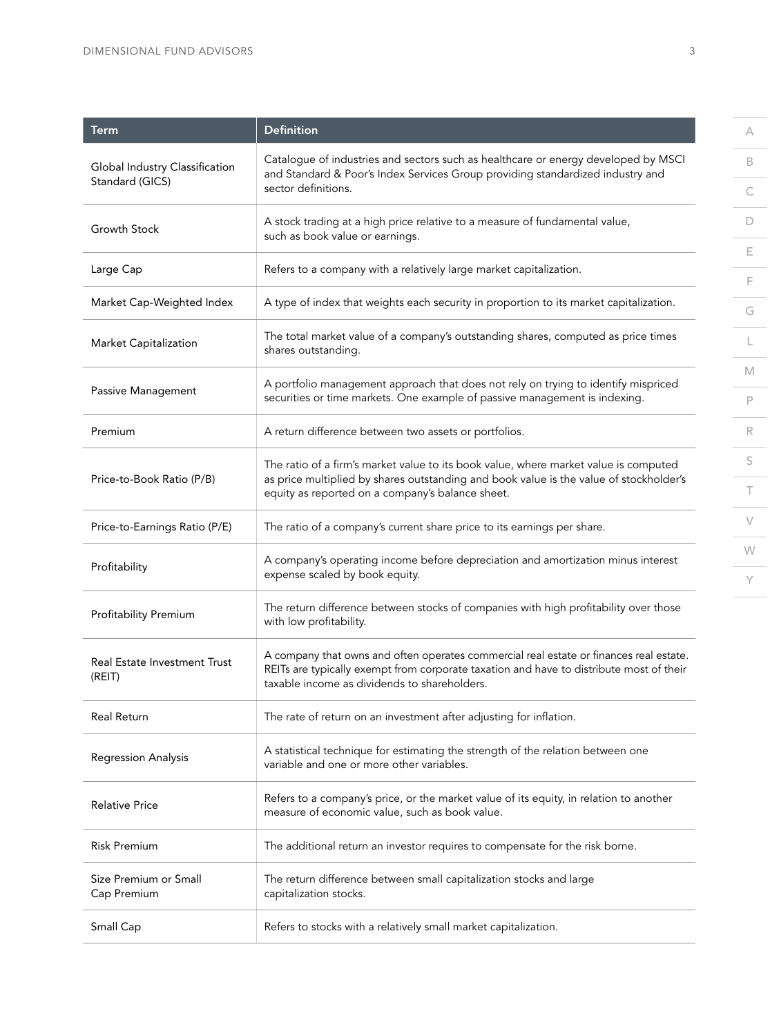| Term | Definition |
|---|---|
| Global Industry Classification Standard (GICS) | Catalogue of industries and sectors such as healthcare or energy developed by MSCI and Standard & Poor's Index Services Group providing standardized industry and sector definitions. |
| Growth Stock | A stock trading at a high price relative to a measure of fundamental value, such as book value or earnings. |
| Large Cap | Refers to a company with a relatively large market capitalization. |
| Market Cap-Weighted Index | A type of index that weights each security in proportion to its market capitalization. |
| Market Capitalization | The total market value of a company's outstanding shares, computed as price times shares outstanding. |
| Passive Management | A portfolio management approach that does not rely on trying to identify mispriced securities or time markets. One example of passive management is indexing. |
| Premium | A return difference between two assets or portfolios. |
| Price-to-Book Ratio (P/B) | The ratio of a firm's market value to its book value, where market value is computed as price multiplied by shares outstanding and book value is the value of stockholder's equity as reported on a company's balance sheet. |
| Price-to-Earnings Ratio (P/E) | The ratio of a company's current share price to its earnings per share. |
| Profitability | A company's operating income before depreciation and amortization minus interest expense scaled by book equity. |
| Profitability Premium | The return difference between stocks of companies with high profitability over those with low profitability. |
| Real Estate Investment Trust (REIT) | A company that owns and often operates commercial real estate or finances real estate. REITs are typically exempt from corporate taxation and have to distribute most of their taxable income as dividends to shareholders. |
| Real Return | The rate of return on an investment after adjusting for inflation. |
| Regression Analysis | A statistical technique for estimating the strength of the relation between one variable and one or more other variables. |
| Relative Price | Refers to a company's price, or the market value of its equity, in relation to another measure of economic value, such as book value. |
| Risk Premium | The additional return an investor requires to compensate for the risk borne. |
| Size Premium or Small Cap Premium | The return difference between small capitalization stocks and large capitalization stocks. |
| Small Cap | Refers to stocks with a relatively small market capitalization. |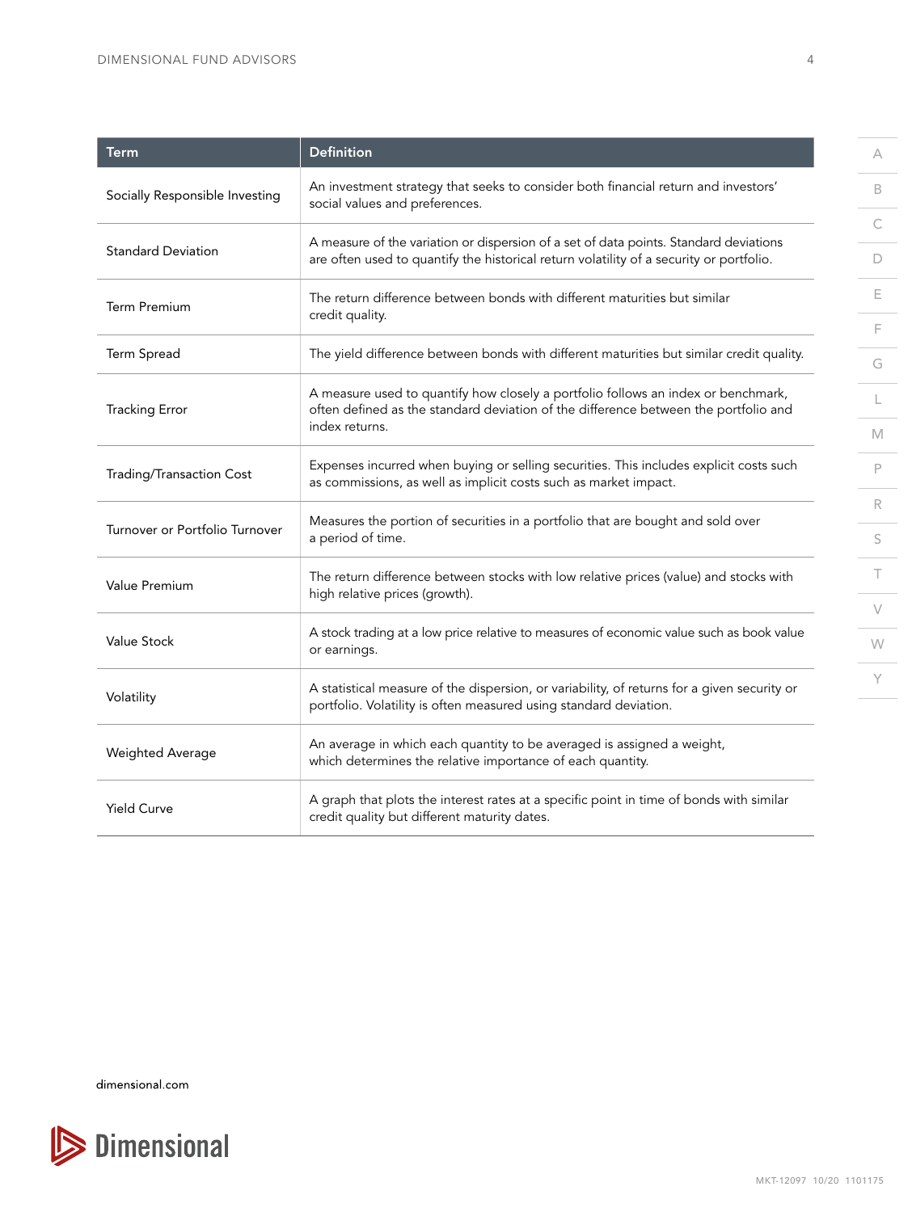| Term | Definition |
|---|---|
| Socially Responsible Investing | An investment strategy that seeks to consider both financial return and investors' social values and preferences. |
| Standard Deviation | A measure of the variation or dispersion of a set of data points. Standard deviations are often used to quantify the historical return volatility of a security or portfolio. |
| Term Premium | The return difference between bonds with different maturities but similar credit quality. |
| Term Spread | The yield difference between bonds with different maturities but similar credit quality. |
| Tracking Error | A measure used to quantify how closely a portfolio follows an index or benchmark, often defined as the standard deviation of the difference between the portfolio and index returns. |
| Trading/Transaction Cost | Expenses incurred when buying or selling securities. This includes explicit costs such as commissions, as well as implicit costs such as market impact. |
| Turnover or Portfolio Turnover | Measures the portion of securities in a portfolio that are bought and sold over a period of time. |
| Value Premium | The return difference between stocks with low relative prices (value) and stocks with high relative prices (growth). |
| Value Stock | A stock trading at a low price relative to measures of economic value such as book value or earnings. |
| Volatility | A statistical measure of the dispersion, or variability, of returns for a given security or portfolio. Volatility is often measured using standard deviation. |
| Weighted Average | An average in which each quantity to be averaged is assigned a weight, which determines the relative importance of each quantity. |
| Yield Curve | A graph that plots the interest rates at a specific point in time of bonds with similar credit quality but different maturity dates. |

dimensional.com

Dimensional

MKT-12097 10/20 1101175